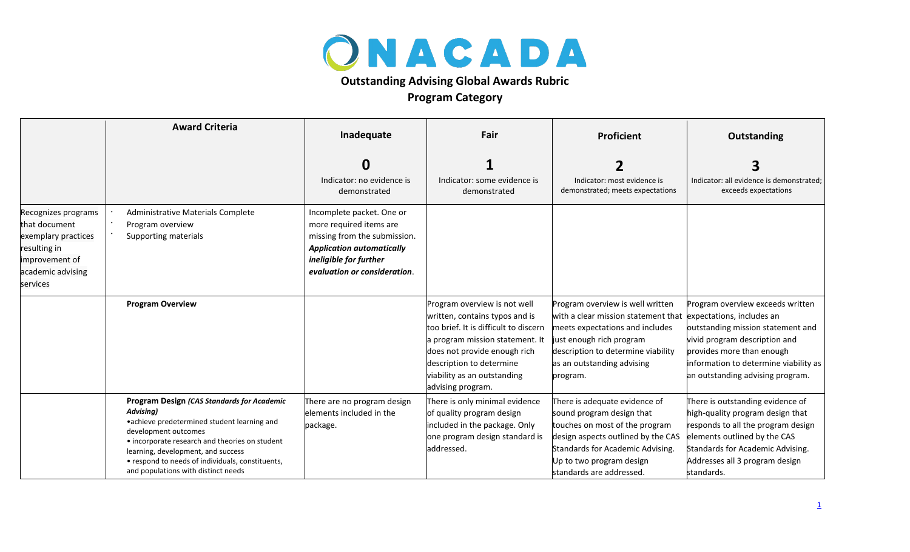# NACADA

## Outstanding Advising Global Awards Rubric

## Program Category

| | Award Criteria | Inadequate<br>**0**<br>Indicator: no evidence is demonstrated | Fair<br>**1**<br>Indicator: some evidence is demonstrated | Proficient<br>**2**<br>Indicator: most evidence is demonstrated; meets expectations | Outstanding<br>**3**<br>Indicator: all evidence is demonstrated; exceeds expectations |
|---|---|---|---|---|---|
| Recognizes programs that document exemplary practices resulting in improvement of academic advising services | • Administrative Materials Complete<br>• Program overview<br>• Supporting materials | Incomplete packet. One or more required items are missing from the submission. ***Application automatically ineligible for further evaluation or consideration***. | | | |
| | **Program Overview** | | Program overview is not well written, contains typos and is too brief. It is difficult to discern a program mission statement. It does not provide enough rich description to determine viability as an outstanding advising program. | Program overview is well written with a clear mission statement that meets expectations and includes just enough rich program description to determine viability as an outstanding advising program. | Program overview exceeds written expectations, includes an outstanding mission statement and vivid program description and provides more than enough information to determine viability as an outstanding advising program. |
| | **Program Design** ***(CAS Standards for Academic Advising)***<br>•achieve predetermined student learning and development outcomes<br>• incorporate research and theories on student learning, development, and success<br>• respond to needs of individuals, constituents, and populations with distinct needs | There are no program design elements included in the package. | There is only minimal evidence of quality program design included in the package. Only one program design standard is addressed. | There is adequate evidence of sound program design that touches on most of the program design aspects outlined by the CAS Standards for Academic Advising. Up to two program design standards are addressed. | There is outstanding evidence of high-quality program design that responds to all the program design elements outlined by the CAS Standards for Academic Advising. Addresses all 3 program design standards. |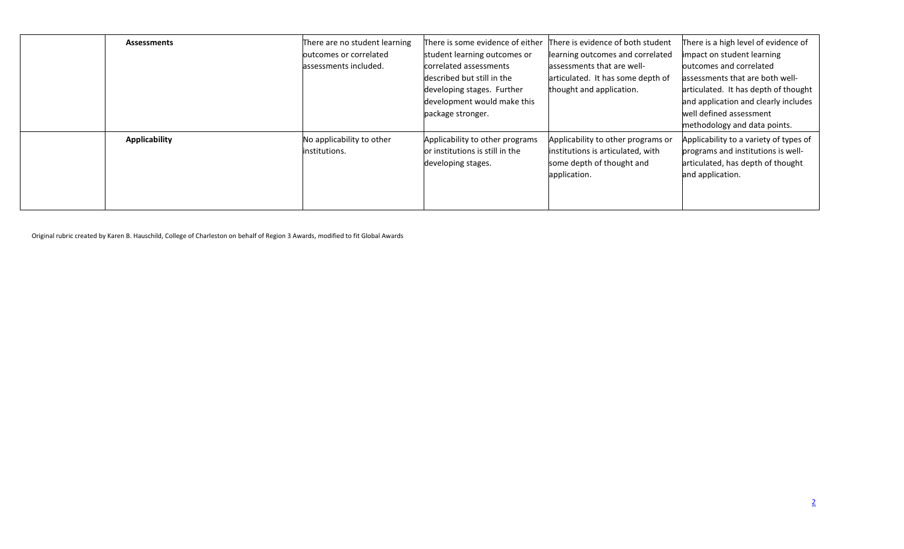| | | | | | |
|---|---|---|---|---|---|
| | **Assessments** | There are no student learning outcomes or correlated assessments included. | There is some evidence of either student learning outcomes or correlated assessments described but still in the developing stages. Further development would make this package stronger. | There is evidence of both student learning outcomes and correlated assessments that are well-articulated. It has some depth of thought and application. | There is a high level of evidence of impact on student learning outcomes and correlated assessments that are both well-articulated. It has depth of thought and application and clearly includes well defined assessment methodology and data points. |
| | **Applicability** | No applicability to other institutions. | Applicability to other programs or institutions is still in the developing stages. | Applicability to other programs or institutions is articulated, with some depth of thought and application. | Applicability to a variety of types of programs and institutions is well-articulated, has depth of thought and application. |

Original rubric created by Karen B. Hauschild, College of Charleston on behalf of Region 3 Awards, modified to fit Global Awards